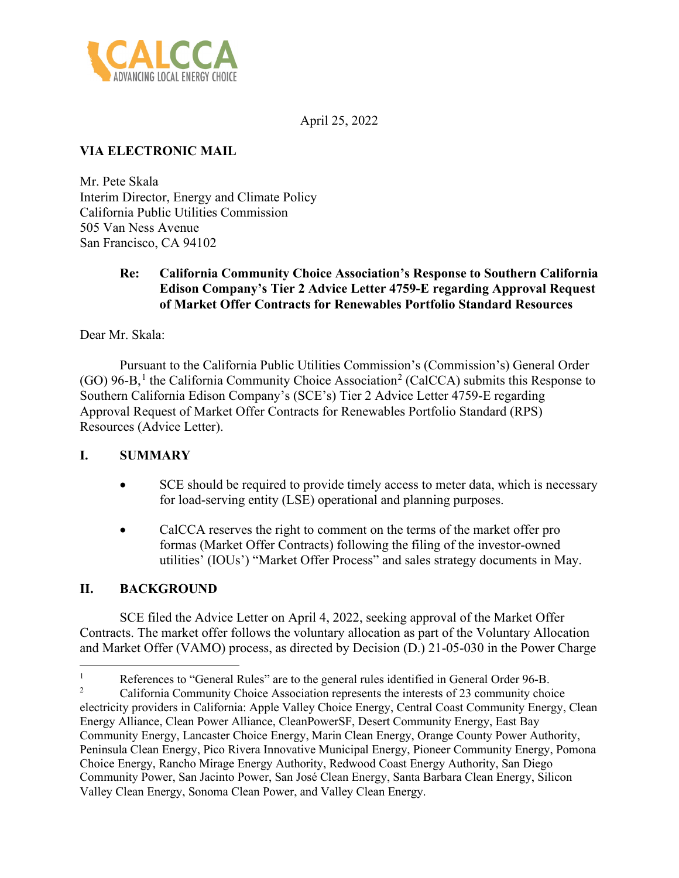CALCCA
ADVANCING LOCAL ENERGY CHOICE

April 25, 2022

**VIA ELECTRONIC MAIL**

Mr. Pete Skala
Interim Director, Energy and Climate Policy
California Public Utilities Commission
505 Van Ness Avenue
San Francisco, CA 94102

**Re: California Community Choice Association's Response to Southern California Edison Company's Tier 2 Advice Letter 4759-E regarding Approval Request of Market Offer Contracts for Renewables Portfolio Standard Resources**

Dear Mr. Skala:

Pursuant to the California Public Utilities Commission's (Commission's) General Order (GO) 96-B,[1] the California Community Choice Association[2] (CalCCA) submits this Response to Southern California Edison Company's (SCE's) Tier 2 Advice Letter 4759-E regarding Approval Request of Market Offer Contracts for Renewables Portfolio Standard (RPS) Resources (Advice Letter).

## I. SUMMARY

- SCE should be required to provide timely access to meter data, which is necessary for load-serving entity (LSE) operational and planning purposes.
- CalCCA reserves the right to comment on the terms of the market offer pro formas (Market Offer Contracts) following the filing of the investor-owned utilities' (IOUs') "Market Offer Process" and sales strategy documents in May.

## II. BACKGROUND

SCE filed the Advice Letter on April 4, 2022, seeking approval of the Market Offer Contracts. The market offer follows the voluntary allocation as part of the Voluntary Allocation and Market Offer (VAMO) process, as directed by Decision (D.) 21-05-030 in the Power Charge

---

[1] References to "General Rules" are to the general rules identified in General Order 96-B.

[2] California Community Choice Association represents the interests of 23 community choice electricity providers in California: Apple Valley Choice Energy, Central Coast Community Energy, Clean Energy Alliance, Clean Power Alliance, CleanPowerSF, Desert Community Energy, East Bay Community Energy, Lancaster Choice Energy, Marin Clean Energy, Orange County Power Authority, Peninsula Clean Energy, Pico Rivera Innovative Municipal Energy, Pioneer Community Energy, Pomona Choice Energy, Rancho Mirage Energy Authority, Redwood Coast Energy Authority, San Diego Community Power, San Jacinto Power, San José Clean Energy, Santa Barbara Clean Energy, Silicon Valley Clean Energy, Sonoma Clean Power, and Valley Clean Energy.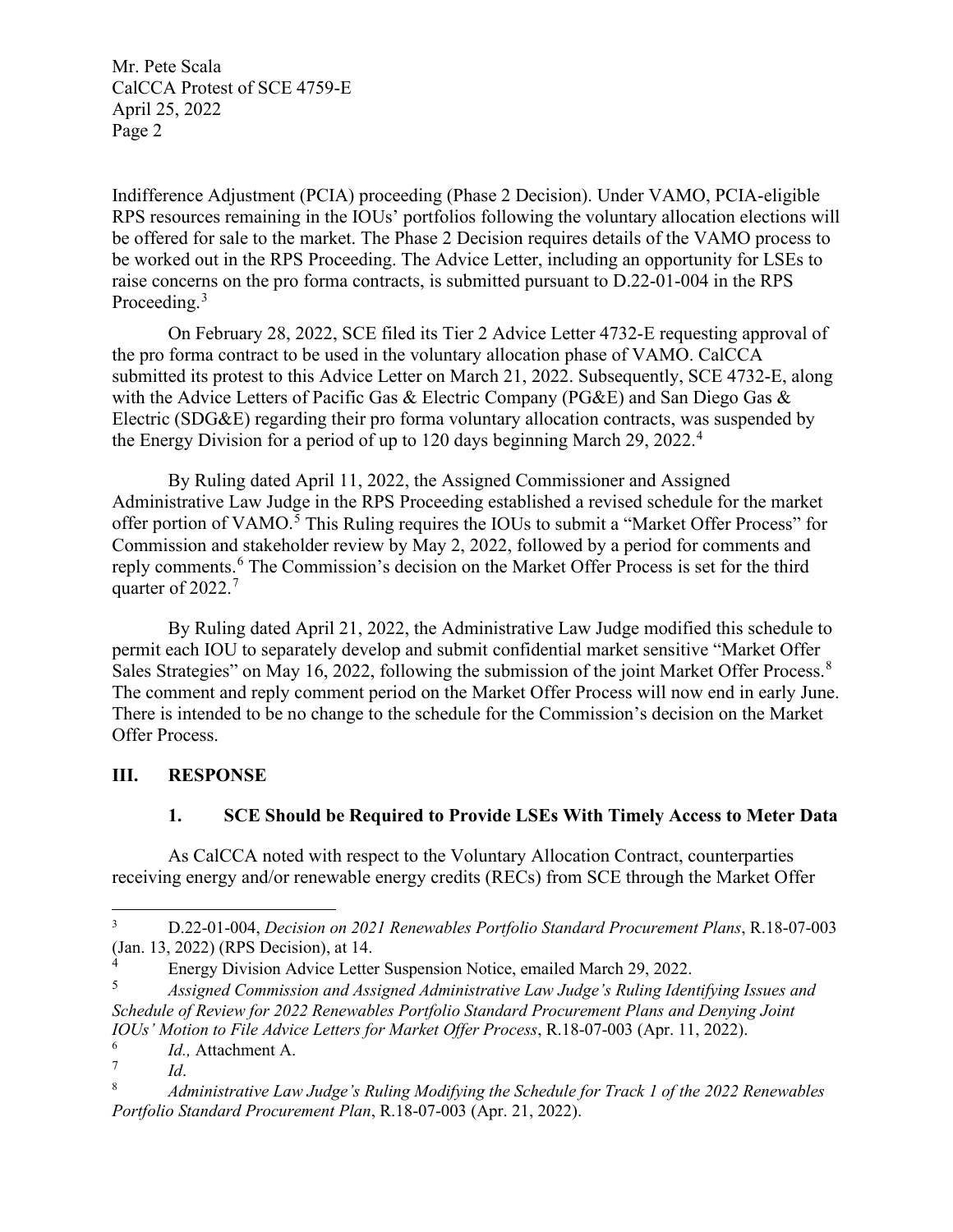Indifference Adjustment (PCIA) proceeding (Phase 2 Decision). Under VAMO, PCIA-eligible RPS resources remaining in the IOUs' portfolios following the voluntary allocation elections will be offered for sale to the market. The Phase 2 Decision requires details of the VAMO process to be worked out in the RPS Proceeding. The Advice Letter, including an opportunity for LSEs to raise concerns on the pro forma contracts, is submitted pursuant to D.22-01-004 in the RPS Proceeding.[3]

On February 28, 2022, SCE filed its Tier 2 Advice Letter 4732-E requesting approval of the pro forma contract to be used in the voluntary allocation phase of VAMO. CalCCA submitted its protest to this Advice Letter on March 21, 2022. Subsequently, SCE 4732-E, along with the Advice Letters of Pacific Gas & Electric Company (PG&E) and San Diego Gas & Electric (SDG&E) regarding their pro forma voluntary allocation contracts, was suspended by the Energy Division for a period of up to 120 days beginning March 29, 2022.[4]

By Ruling dated April 11, 2022, the Assigned Commissioner and Assigned Administrative Law Judge in the RPS Proceeding established a revised schedule for the market offer portion of VAMO.[5] This Ruling requires the IOUs to submit a "Market Offer Process" for Commission and stakeholder review by May 2, 2022, followed by a period for comments and reply comments.[6] The Commission's decision on the Market Offer Process is set for the third quarter of 2022.[7]

By Ruling dated April 21, 2022, the Administrative Law Judge modified this schedule to permit each IOU to separately develop and submit confidential market sensitive "Market Offer Sales Strategies" on May 16, 2022, following the submission of the joint Market Offer Process.[8] The comment and reply comment period on the Market Offer Process will now end in early June. There is intended to be no change to the schedule for the Commission's decision on the Market Offer Process.

## III. RESPONSE

### 1. SCE Should be Required to Provide LSEs With Timely Access to Meter Data

As CalCCA noted with respect to the Voluntary Allocation Contract, counterparties receiving energy and/or renewable energy credits (RECs) from SCE through the Market Offer

---

[3] D.22-01-004, *Decision on 2021 Renewables Portfolio Standard Procurement Plans*, R.18-07-003 (Jan. 13, 2022) (RPS Decision), at 14.

[4] Energy Division Advice Letter Suspension Notice, emailed March 29, 2022.

[5] *Assigned Commission and Assigned Administrative Law Judge's Ruling Identifying Issues and Schedule of Review for 2022 Renewables Portfolio Standard Procurement Plans and Denying Joint IOUs' Motion to File Advice Letters for Market Offer Process*, R.18-07-003 (Apr. 11, 2022).

[6] *Id.,* Attachment A.

[7] *Id*.

[8] *Administrative Law Judge's Ruling Modifying the Schedule for Track 1 of the 2022 Renewables Portfolio Standard Procurement Plan*, R.18-07-003 (Apr. 21, 2022).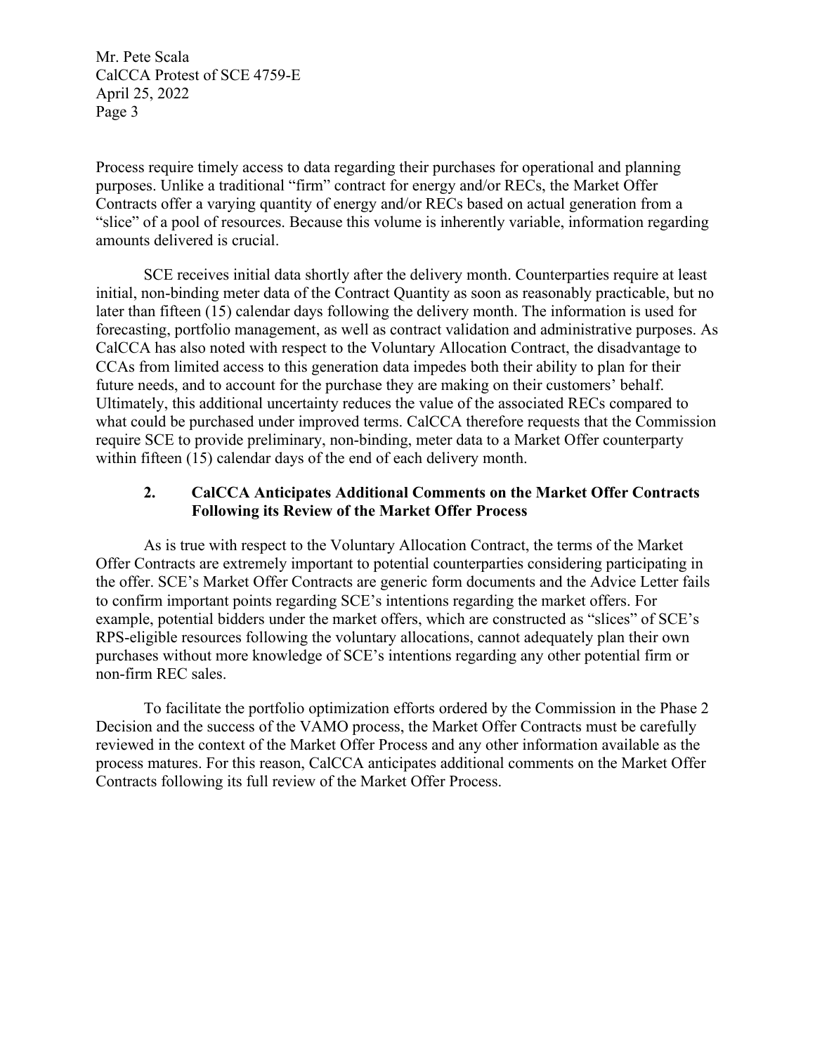Process require timely access to data regarding their purchases for operational and planning purposes. Unlike a traditional "firm" contract for energy and/or RECs, the Market Offer Contracts offer a varying quantity of energy and/or RECs based on actual generation from a "slice" of a pool of resources. Because this volume is inherently variable, information regarding amounts delivered is crucial.

SCE receives initial data shortly after the delivery month. Counterparties require at least initial, non-binding meter data of the Contract Quantity as soon as reasonably practicable, but no later than fifteen (15) calendar days following the delivery month. The information is used for forecasting, portfolio management, as well as contract validation and administrative purposes. As CalCCA has also noted with respect to the Voluntary Allocation Contract, the disadvantage to CCAs from limited access to this generation data impedes both their ability to plan for their future needs, and to account for the purchase they are making on their customers' behalf. Ultimately, this additional uncertainty reduces the value of the associated RECs compared to what could be purchased under improved terms. CalCCA therefore requests that the Commission require SCE to provide preliminary, non-binding, meter data to a Market Offer counterparty within fifteen (15) calendar days of the end of each delivery month.

### 2. CalCCA Anticipates Additional Comments on the Market Offer Contracts Following its Review of the Market Offer Process

As is true with respect to the Voluntary Allocation Contract, the terms of the Market Offer Contracts are extremely important to potential counterparties considering participating in the offer. SCE's Market Offer Contracts are generic form documents and the Advice Letter fails to confirm important points regarding SCE's intentions regarding the market offers. For example, potential bidders under the market offers, which are constructed as "slices" of SCE's RPS-eligible resources following the voluntary allocations, cannot adequately plan their own purchases without more knowledge of SCE's intentions regarding any other potential firm or non-firm REC sales.

To facilitate the portfolio optimization efforts ordered by the Commission in the Phase 2 Decision and the success of the VAMO process, the Market Offer Contracts must be carefully reviewed in the context of the Market Offer Process and any other information available as the process matures. For this reason, CalCCA anticipates additional comments on the Market Offer Contracts following its full review of the Market Offer Process.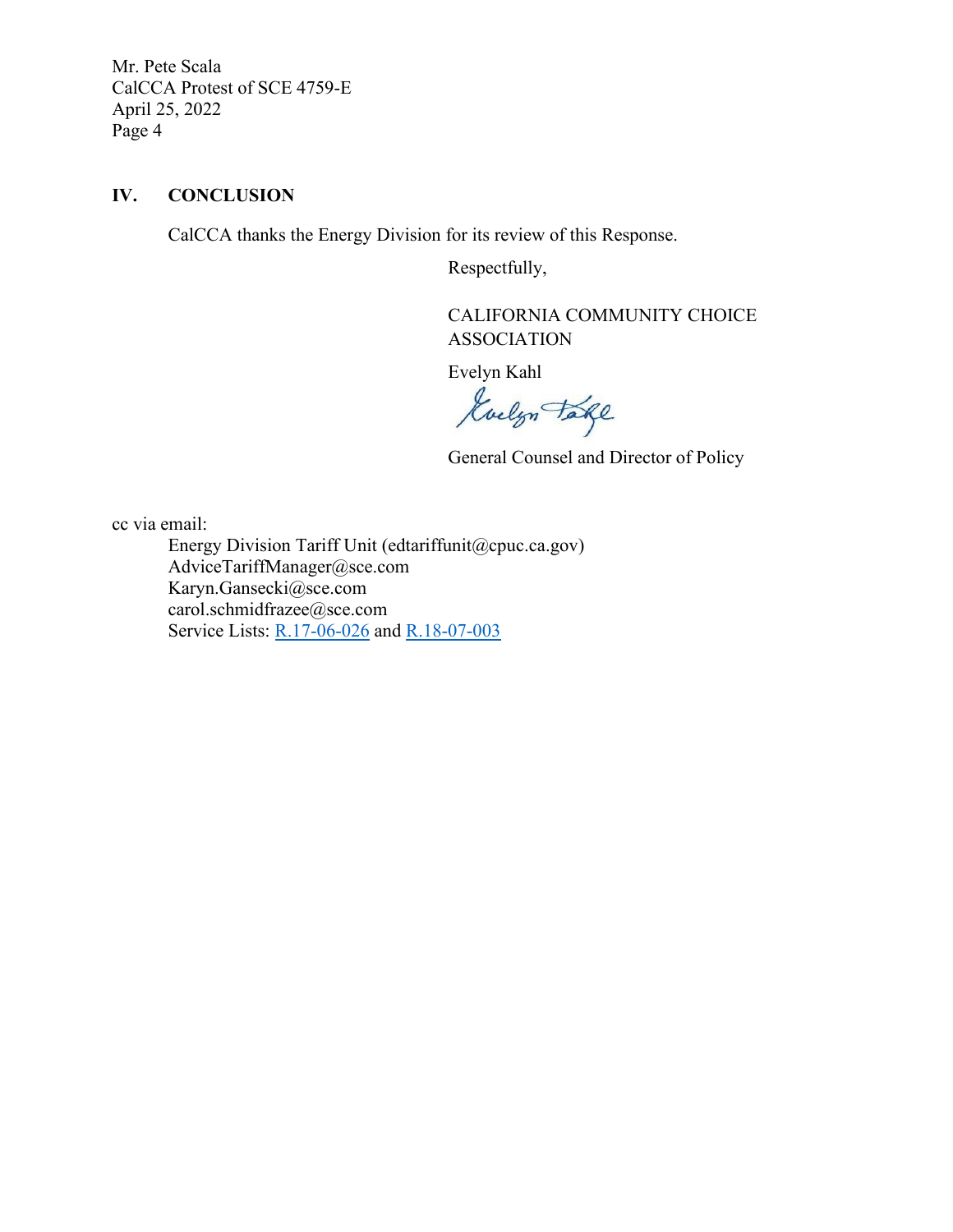## IV. CONCLUSION

CalCCA thanks the Energy Division for its review of this Response.

Respectfully,

CALIFORNIA COMMUNITY CHOICE ASSOCIATION

Evelyn Kahl

Evelyn Kahl

General Counsel and Director of Policy

cc via email:

Energy Division Tariff Unit (edtariffunit@cpuc.ca.gov)
AdviceTariffManager@sce.com
Karyn.Gansecki@sce.com
carol.schmidfrazee@sce.com
Service Lists: R.17-06-026 and R.18-07-003